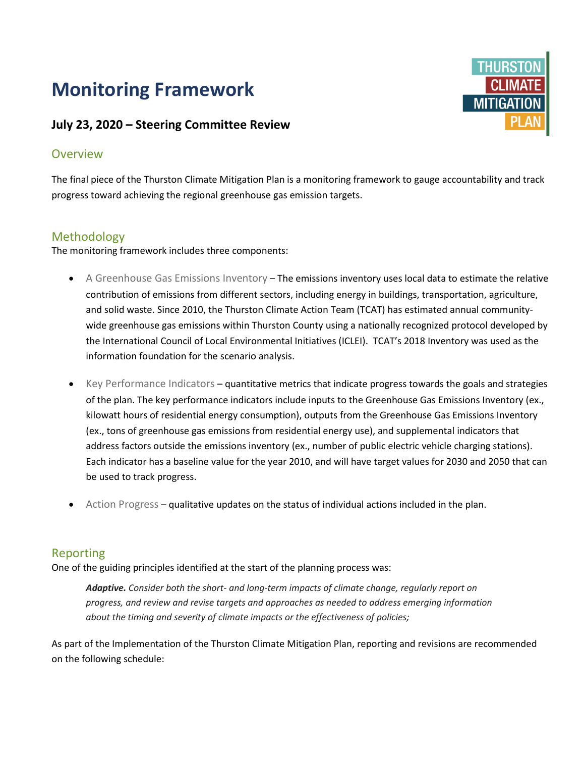# Monitoring Framework

### July 23, 2020 – Steering Committee Review

## Overview

The final piece of the Thurston Climate Mitigation Plan is a monitoring framework to gauge accountability and track progress toward achieving the regional greenhouse gas emission targets.

## Methodology

The monitoring framework includes three components:

- A Greenhouse Gas Emissions Inventory – The emissions inventory uses local data to estimate the relative contribution of emissions from different sectors, including energy in buildings, transportation, agriculture, and solid waste. Since 2010, the Thurston Climate Action Team (TCAT) has estimated annual community-wide greenhouse gas emissions within Thurston County using a nationally recognized protocol developed by the International Council of Local Environmental Initiatives (ICLEI). TCAT's 2018 Inventory was used as the information foundation for the scenario analysis.

- Key Performance Indicators – quantitative metrics that indicate progress towards the goals and strategies of the plan. The key performance indicators include inputs to the Greenhouse Gas Emissions Inventory (ex., kilowatt hours of residential energy consumption), outputs from the Greenhouse Gas Emissions Inventory (ex., tons of greenhouse gas emissions from residential energy use), and supplemental indicators that address factors outside the emissions inventory (ex., number of public electric vehicle charging stations). Each indicator has a baseline value for the year 2010, and will have target values for 2030 and 2050 that can be used to track progress.

- Action Progress – qualitative updates on the status of individual actions included in the plan.

## Reporting

One of the guiding principles identified at the start of the planning process was:

> ***Adaptive.*** *Consider both the short- and long-term impacts of climate change, regularly report on progress, and review and revise targets and approaches as needed to address emerging information about the timing and severity of climate impacts or the effectiveness of policies;*

As part of the Implementation of the Thurston Climate Mitigation Plan, reporting and revisions are recommended on the following schedule: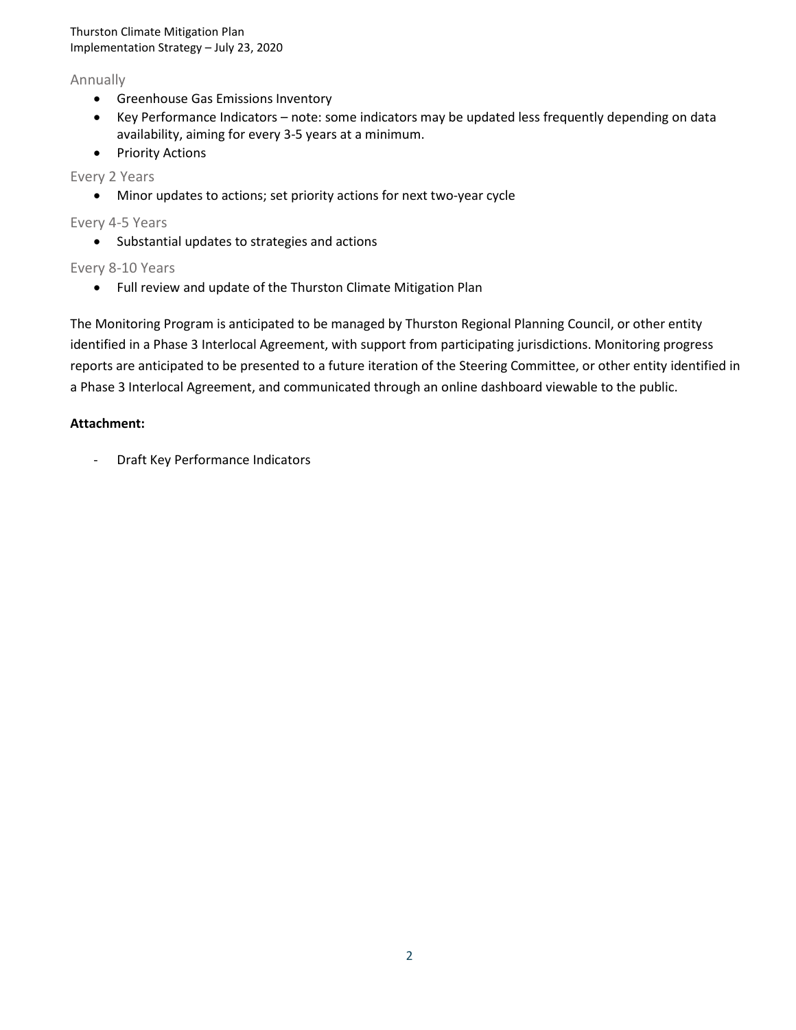### Annually

- Greenhouse Gas Emissions Inventory
- Key Performance Indicators – note: some indicators may be updated less frequently depending on data availability, aiming for every 3-5 years at a minimum.
- Priority Actions

### Every 2 Years

- Minor updates to actions; set priority actions for next two-year cycle

### Every 4-5 Years

- Substantial updates to strategies and actions

### Every 8-10 Years

- Full review and update of the Thurston Climate Mitigation Plan

The Monitoring Program is anticipated to be managed by Thurston Regional Planning Council, or other entity identified in a Phase 3 Interlocal Agreement, with support from participating jurisdictions. Monitoring progress reports are anticipated to be presented to a future iteration of the Steering Committee, or other entity identified in a Phase 3 Interlocal Agreement, and communicated through an online dashboard viewable to the public.

**Attachment:**

- Draft Key Performance Indicators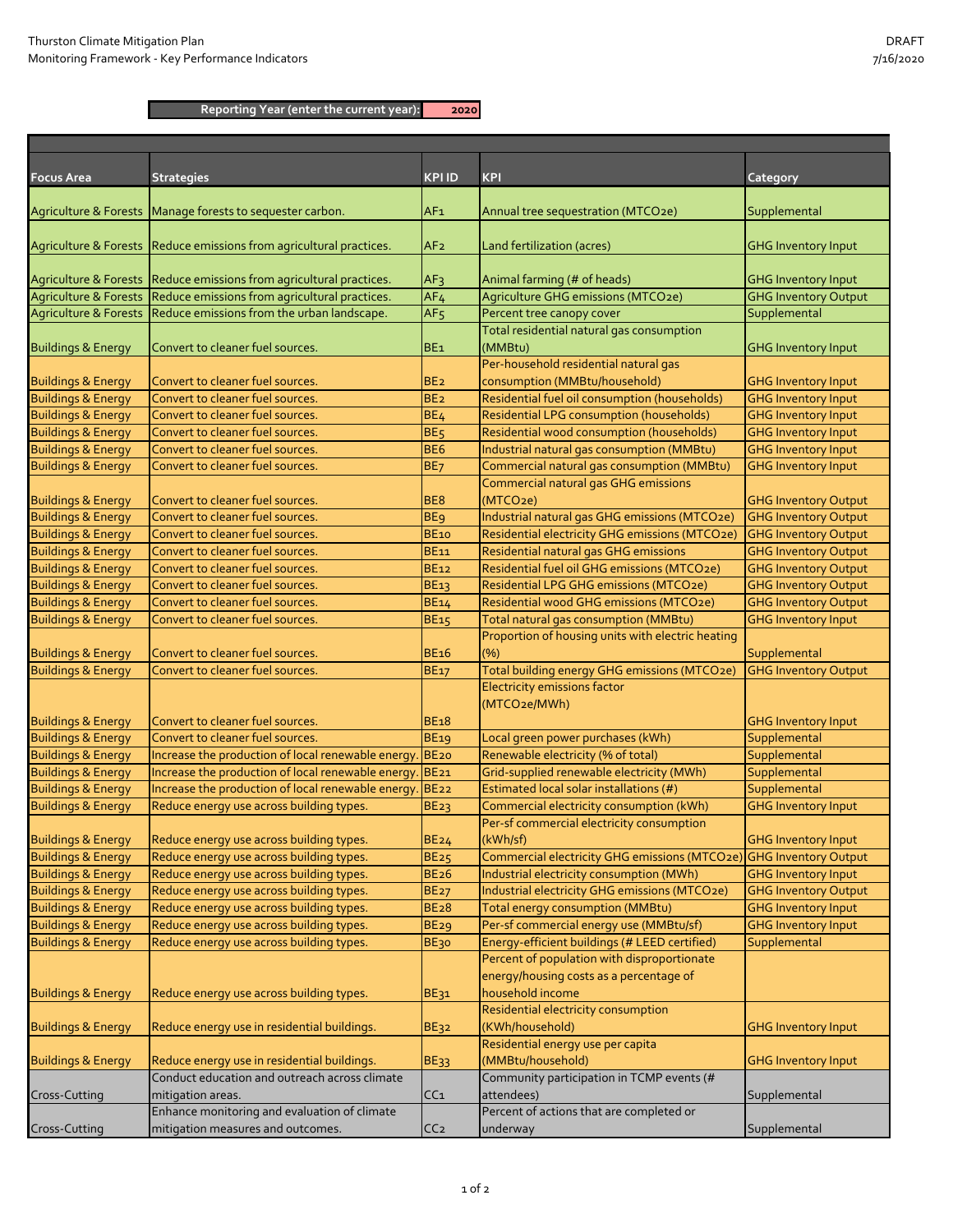Thurston Climate Mitigation Plan
Monitoring Framework - Key Performance Indicators

DRAFT
7/16/2020

**Reporting Year (enter the current year):** 2020

| Focus Area | Strategies | KPI ID | KPI | Category |
|---|---|---|---|---|
| Agriculture & Forests | Manage forests to sequester carbon. | AF1 | Annual tree sequestration (MTCO2e) | Supplemental |
| Agriculture & Forests | Reduce emissions from agricultural practices. | AF2 | Land fertilization (acres) | GHG Inventory Input |
| Agriculture & Forests | Reduce emissions from agricultural practices. | AF3 | Animal farming (# of heads) | GHG Inventory Input |
| Agriculture & Forests | Reduce emissions from agricultural practices. | AF4 | Agriculture GHG emissions (MTCO2e) | GHG Inventory Output |
| Agriculture & Forests | Reduce emissions from the urban landscape. | AF5 | Percent tree canopy cover | Supplemental |
| Buildings & Energy | Convert to cleaner fuel sources. | BE1 | Total residential natural gas consumption (MMBtu) | GHG Inventory Input |
| Buildings & Energy | Convert to cleaner fuel sources. | BE2 | Per-household residential natural gas consumption (MMBtu/household) | GHG Inventory Input |
| Buildings & Energy | Convert to cleaner fuel sources. | BE2 | Residential fuel oil consumption (households) | GHG Inventory Input |
| Buildings & Energy | Convert to cleaner fuel sources. | BE4 | Residential LPG consumption (households) | GHG Inventory Input |
| Buildings & Energy | Convert to cleaner fuel sources. | BE5 | Residential wood consumption (households) | GHG Inventory Input |
| Buildings & Energy | Convert to cleaner fuel sources. | BE6 | Industrial natural gas consumption (MMBtu) | GHG Inventory Input |
| Buildings & Energy | Convert to cleaner fuel sources. | BE7 | Commercial natural gas consumption (MMBtu) | GHG Inventory Input |
| Buildings & Energy | Convert to cleaner fuel sources. | BE8 | Commercial natural gas GHG emissions (MTCO2e) | GHG Inventory Output |
| Buildings & Energy | Convert to cleaner fuel sources. | BE9 | Industrial natural gas GHG emissions (MTCO2e) | GHG Inventory Output |
| Buildings & Energy | Convert to cleaner fuel sources. | BE10 | Residential electricity GHG emissions (MTCO2e) | GHG Inventory Output |
| Buildings & Energy | Convert to cleaner fuel sources. | BE11 | Residential natural gas GHG emissions | GHG Inventory Output |
| Buildings & Energy | Convert to cleaner fuel sources. | BE12 | Residential fuel oil GHG emissions (MTCO2e) | GHG Inventory Output |
| Buildings & Energy | Convert to cleaner fuel sources. | BE13 | Residential LPG GHG emissions (MTCO2e) | GHG Inventory Output |
| Buildings & Energy | Convert to cleaner fuel sources. | BE14 | Residential wood GHG emissions (MTCO2e) | GHG Inventory Output |
| Buildings & Energy | Convert to cleaner fuel sources. | BE15 | Total natural gas consumption (MMBtu) | GHG Inventory Input |
| Buildings & Energy | Convert to cleaner fuel sources. | BE16 | Proportion of housing units with electric heating (%) | Supplemental |
| Buildings & Energy | Convert to cleaner fuel sources. | BE17 | Total building energy GHG emissions (MTCO2e) | GHG Inventory Output |
| Buildings & Energy | Convert to cleaner fuel sources. | BE18 | Electricity emissions factor (MTCO2e/MWh) | GHG Inventory Input |
| Buildings & Energy | Convert to cleaner fuel sources. | BE19 | Local green power purchases (kWh) | Supplemental |
| Buildings & Energy | Increase the production of local renewable energy. | BE20 | Renewable electricity (% of total) | Supplemental |
| Buildings & Energy | Increase the production of local renewable energy. | BE21 | Grid-supplied renewable electricity (MWh) | Supplemental |
| Buildings & Energy | Increase the production of local renewable energy. | BE22 | Estimated local solar installations (#) | Supplemental |
| Buildings & Energy | Reduce energy use across building types. | BE23 | Commercial electricity consumption (kWh) | GHG Inventory Input |
| Buildings & Energy | Reduce energy use across building types. | BE24 | Per-sf commercial electricity consumption (kWh/sf) | GHG Inventory Input |
| Buildings & Energy | Reduce energy use across building types. | BE25 | Commercial electricity GHG emissions (MTCO2e) | GHG Inventory Output |
| Buildings & Energy | Reduce energy use across building types. | BE26 | Industrial electricity consumption (MWh) | GHG Inventory Input |
| Buildings & Energy | Reduce energy use across building types. | BE27 | Industrial electricity GHG emissions (MTCO2e) | GHG Inventory Output |
| Buildings & Energy | Reduce energy use across building types. | BE28 | Total energy consumption (MMBtu) | GHG Inventory Input |
| Buildings & Energy | Reduce energy use across building types. | BE29 | Per-sf commercial energy use (MMBtu/sf) | GHG Inventory Input |
| Buildings & Energy | Reduce energy use across building types. | BE30 | Energy-efficient buildings (# LEED certified) | Supplemental |
| Buildings & Energy | Reduce energy use across building types. | BE31 | Percent of population with disproportionate energy/housing costs as a percentage of household income | |
| Buildings & Energy | Reduce energy use in residential buildings. | BE32 | Residential electricity consumption (KWh/household) | GHG Inventory Input |
| Buildings & Energy | Reduce energy use in residential buildings. | BE33 | Residential energy use per capita (MMBtu/household) | GHG Inventory Input |
| Cross-Cutting | Conduct education and outreach across climate mitigation areas. | CC1 | Community participation in TCMP events (# attendees) | Supplemental |
| Cross-Cutting | Enhance monitoring and evaluation of climate mitigation measures and outcomes. | CC2 | Percent of actions that are completed or underway | Supplemental |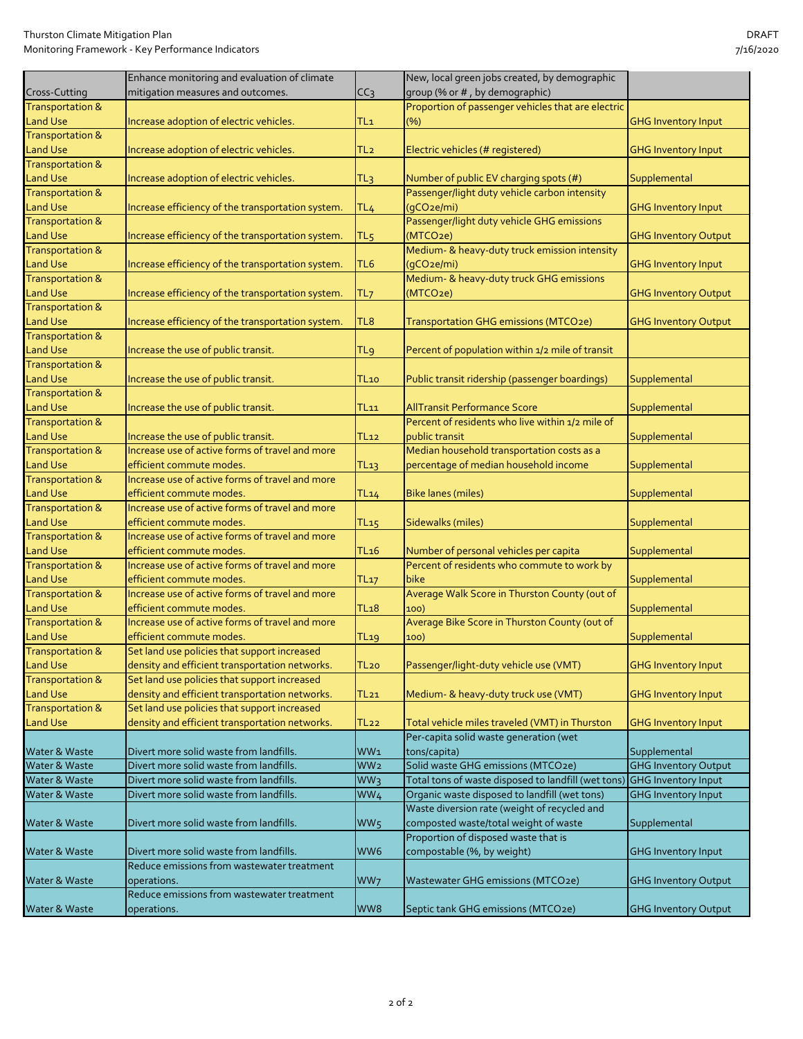| | | | | |
|---|---|---|---|---|
| Cross-Cutting | Enhance monitoring and evaluation of climate mitigation measures and outcomes. | CC3 | New, local green jobs created, by demographic group (% or #, by demographic) | |
| Transportation & Land Use | Increase adoption of electric vehicles. | TL1 | Proportion of passenger vehicles that are electric (%) | GHG Inventory Input |
| Transportation & Land Use | Increase adoption of electric vehicles. | TL2 | Electric vehicles (# registered) | GHG Inventory Input |
| Transportation & Land Use | Increase adoption of electric vehicles. | TL3 | Number of public EV charging spots (#) | Supplemental |
| Transportation & Land Use | Increase efficiency of the transportation system. | TL4 | Passenger/light duty vehicle carbon intensity ($gCO_2e$/mi) | GHG Inventory Input |
| Transportation & Land Use | Increase efficiency of the transportation system. | TL5 | Passenger/light duty vehicle GHG emissions ($MTCO_2e$) | GHG Inventory Output |
| Transportation & Land Use | Increase efficiency of the transportation system. | TL6 | Medium- & heavy-duty truck emission intensity ($gCO_2e$/mi) | GHG Inventory Input |
| Transportation & Land Use | Increase efficiency of the transportation system. | TL7 | Medium- & heavy-duty truck GHG emissions ($MTCO_2e$) | GHG Inventory Output |
| Transportation & Land Use | Increase efficiency of the transportation system. | TL8 | Transportation GHG emissions ($MTCO_2e$) | GHG Inventory Output |
| Transportation & Land Use | Increase the use of public transit. | TL9 | Percent of population within 1/2 mile of transit | |
| Transportation & Land Use | Increase the use of public transit. | TL10 | Public transit ridership (passenger boardings) | Supplemental |
| Transportation & Land Use | Increase the use of public transit. | TL11 | AllTransit Performance Score | Supplemental |
| Transportation & Land Use | Increase the use of public transit. | TL12 | Percent of residents who live within 1/2 mile of public transit | Supplemental |
| Transportation & Land Use | Increase use of active forms of travel and more efficient commute modes. | TL13 | Median household transportation costs as a percentage of median household income | Supplemental |
| Transportation & Land Use | Increase use of active forms of travel and more efficient commute modes. | TL14 | Bike lanes (miles) | Supplemental |
| Transportation & Land Use | Increase use of active forms of travel and more efficient commute modes. | TL15 | Sidewalks (miles) | Supplemental |
| Transportation & Land Use | Increase use of active forms of travel and more efficient commute modes. | TL16 | Number of personal vehicles per capita | Supplemental |
| Transportation & Land Use | Increase use of active forms of travel and more efficient commute modes. | TL17 | Percent of residents who commute to work by bike | Supplemental |
| Transportation & Land Use | Increase use of active forms of travel and more efficient commute modes. | TL18 | Average Walk Score in Thurston County (out of 100) | Supplemental |
| Transportation & Land Use | Increase use of active forms of travel and more efficient commute modes. | TL19 | Average Bike Score in Thurston County (out of 100) | Supplemental |
| Transportation & Land Use | Set land use policies that support increased density and efficient transportation networks. | TL20 | Passenger/light-duty vehicle use (VMT) | GHG Inventory Input |
| Transportation & Land Use | Set land use policies that support increased density and efficient transportation networks. | TL21 | Medium- & heavy-duty truck use (VMT) | GHG Inventory Input |
| Transportation & Land Use | Set land use policies that support increased density and efficient transportation networks. | TL22 | Total vehicle miles traveled (VMT) in Thurston | GHG Inventory Input |
| Water & Waste | Divert more solid waste from landfills. | WW1 | Per-capita solid waste generation (wet tons/capita) | Supplemental |
| Water & Waste | Divert more solid waste from landfills. | WW2 | Solid waste GHG emissions ($MTCO_2e$) | GHG Inventory Output |
| Water & Waste | Divert more solid waste from landfills. | WW3 | Total tons of waste disposed to landfill (wet tons) | GHG Inventory Input |
| Water & Waste | Divert more solid waste from landfills. | WW4 | Organic waste disposed to landfill (wet tons) | GHG Inventory Input |
| Water & Waste | Divert more solid waste from landfills. | WW5 | Waste diversion rate (weight of recycled and composted waste/total weight of waste | Supplemental |
| Water & Waste | Divert more solid waste from landfills. | WW6 | Proportion of disposed waste that is compostable (%, by weight) | GHG Inventory Input |
| Water & Waste | Reduce emissions from wastewater treatment operations. | WW7 | Wastewater GHG emissions ($MTCO_2e$) | GHG Inventory Output |
| Water & Waste | Reduce emissions from wastewater treatment operations. | WW8 | Septic tank GHG emissions ($MTCO_2e$) | GHG Inventory Output |